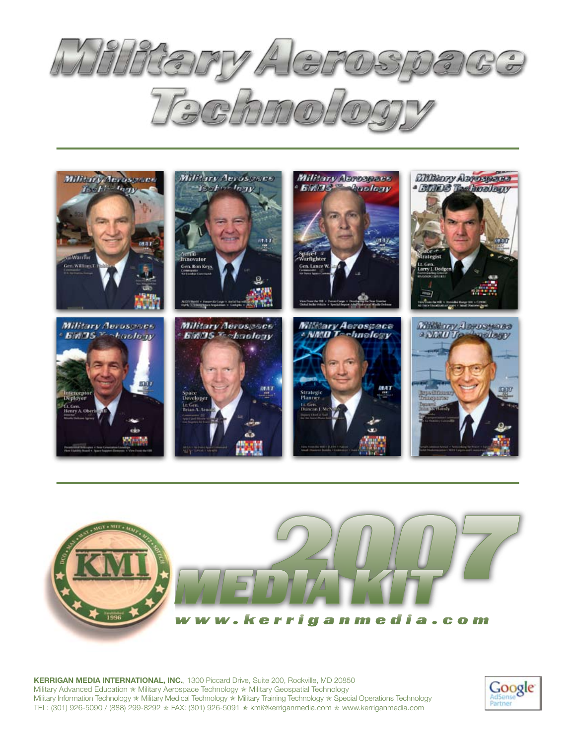# Military Aerospace Technology

# 2007 MEDIA KIT

www.kerriganmedia.com

**KERRIGAN MEDIA INTERNATIONAL, INC.**, 1300 Piccard Drive, Suite 200, Rockville, MD 20850
Military Advanced Education ★ Military Aerospace Technology ★ Military Geospatial Technology
Military Information Technology ★ Military Medical Technology ★ Military Training Technology ★ Special Operations Technology
TEL: (301) 926-5090 / (888) 299-8292 ★ FAX: (301) 926-5091 ★ kmi@kerriganmedia.com ★ www.kerriganmedia.com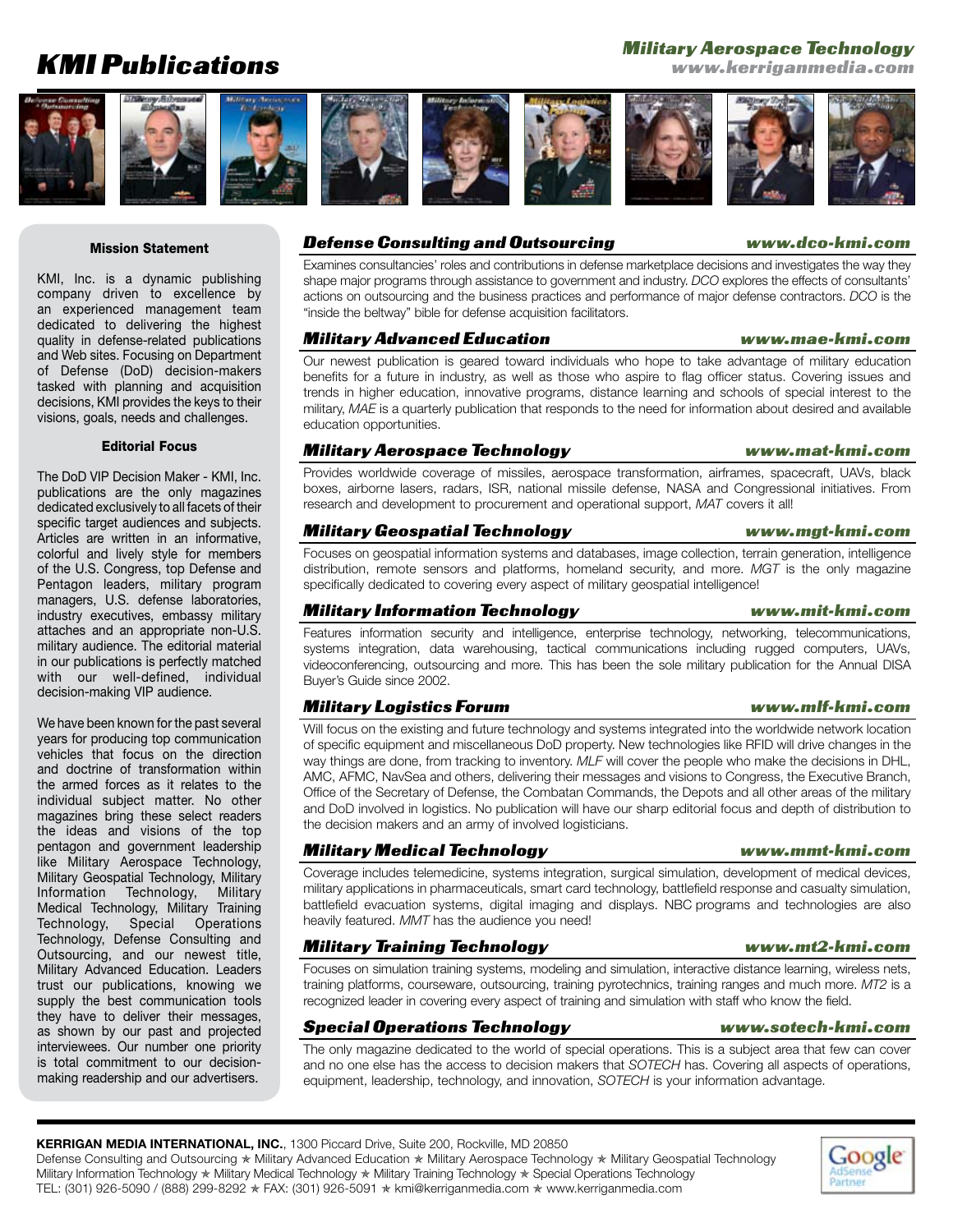# KMI Publications

**Military Aerospace Technology**
**www.kerriganmedia.com**

#### Mission Statement

KMI, Inc. is a dynamic publishing company driven to excellence by an experienced management team dedicated to delivering the highest quality in defense-related publications and Web sites. Focusing on Department of Defense (DoD) decision-makers tasked with planning and acquisition decisions, KMI provides the keys to their visions, goals, needs and challenges.

#### Editorial Focus

The DoD VIP Decision Maker - KMI, Inc. publications are the only magazines dedicated exclusively to all facets of their specific target audiences and subjects. Articles are written in an informative, colorful and lively style for members of the U.S. Congress, top Defense and Pentagon leaders, military program managers, U.S. defense laboratories, industry executives, embassy military attaches and an appropriate non-U.S. military audience. The editorial material in our publications is perfectly matched with our well-defined, individual decision-making VIP audience.

We have been known for the past several years for producing top communication vehicles that focus on the direction and doctrine of transformation within the armed forces as it relates to the individual subject matter. No other magazines bring these select readers the ideas and visions of the top pentagon and government leadership like Military Aerospace Technology, Military Geospatial Technology, Military Information Technology, Military Medical Technology, Military Training Technology, Special Operations Technology, Defense Consulting and Outsourcing, and our newest title, Military Advanced Education. Leaders trust our publications, knowing we supply the best communication tools they have to deliver their messages, as shown by our past and projected interviewees. Our number one priority is total commitment to our decision-making readership and our advertisers.

### Defense Consulting and Outsourcing — www.dco-kmi.com

Examines consultancies' roles and contributions in defense marketplace decisions and investigates the way they shape major programs through assistance to government and industry. *DCO* explores the effects of consultants' actions on outsourcing and the business practices and performance of major defense contractors. *DCO* is the "inside the beltway" bible for defense acquisition facilitators.

### Military Advanced Education — www.mae-kmi.com

Our newest publication is geared toward individuals who hope to take advantage of military education benefits for a future in industry, as well as those who aspire to flag officer status. Covering issues and trends in higher education, innovative programs, distance learning and schools of special interest to the military, *MAE* is a quarterly publication that responds to the need for information about desired and available education opportunities.

### Military Aerospace Technology — www.mat-kmi.com

Provides worldwide coverage of missiles, aerospace transformation, airframes, spacecraft, UAVs, black boxes, airborne lasers, radars, ISR, national missile defense, NASA and Congressional initiatives. From research and development to procurement and operational support, *MAT* covers it all!

### Military Geospatial Technology — www.mgt-kmi.com

Focuses on geospatial information systems and databases, image collection, terrain generation, intelligence distribution, remote sensors and platforms, homeland security, and more. *MGT* is the only magazine specifically dedicated to covering every aspect of military geospatial intelligence!

### Military Information Technology — www.mit-kmi.com

Features information security and intelligence, enterprise technology, networking, telecommunications, systems integration, data warehousing, tactical communications including rugged computers, UAVs, videoconferencing, outsourcing and more. This has been the sole military publication for the Annual DISA Buyer's Guide since 2002.

### Military Logistics Forum — www.mlf-kmi.com

Will focus on the existing and future technology and systems integrated into the worldwide network location of specific equipment and miscellaneous DoD property. New technologies like RFID will drive changes in the way things are done, from tracking to inventory. *MLF* will cover the people who make the decisions in DHL, AMC, AFMC, NavSea and others, delivering their messages and visions to Congress, the Executive Branch, Office of the Secretary of Defense, the Combatan Commands, the Depots and all other areas of the military and DoD involved in logistics. No publication will have our sharp editorial focus and depth of distribution to the decision makers and an army of involved logisticians.

### Military Medical Technology — www.mmt-kmi.com

Coverage includes telemedicine, systems integration, surgical simulation, development of medical devices, military applications in pharmaceuticals, smart card technology, battlefield response and casualty simulation, battlefield evacuation systems, digital imaging and displays. NBC programs and technologies are also heavily featured. *MMT* has the audience you need!

### Military Training Technology — www.mt2-kmi.com

Focuses on simulation training systems, modeling and simulation, interactive distance learning, wireless nets, training platforms, courseware, outsourcing, training pyrotechnics, training ranges and much more. *MT2* is a recognized leader in covering every aspect of training and simulation with staff who know the field.

### Special Operations Technology — www.sotech-kmi.com

The only magazine dedicated to the world of special operations. This is a subject area that few can cover and no one else has the access to decision makers that *SOTECH* has. Covering all aspects of operations, equipment, leadership, technology, and innovation, *SOTECH* is your information advantage.

**KERRIGAN MEDIA INTERNATIONAL, INC.**, 1300 Piccard Drive, Suite 200, Rockville, MD 20850
Defense Consulting and Outsourcing ★ Military Advanced Education ★ Military Aerospace Technology ★ Military Geospatial Technology
Military Information Technology ★ Military Medical Technology ★ Military Training Technology ★ Special Operations Technology
TEL: (301) 926-5090 / (888) 299-8292 ★ FAX: (301) 926-5091 ★ kmi@kerriganmedia.com ★ www.kerriganmedia.com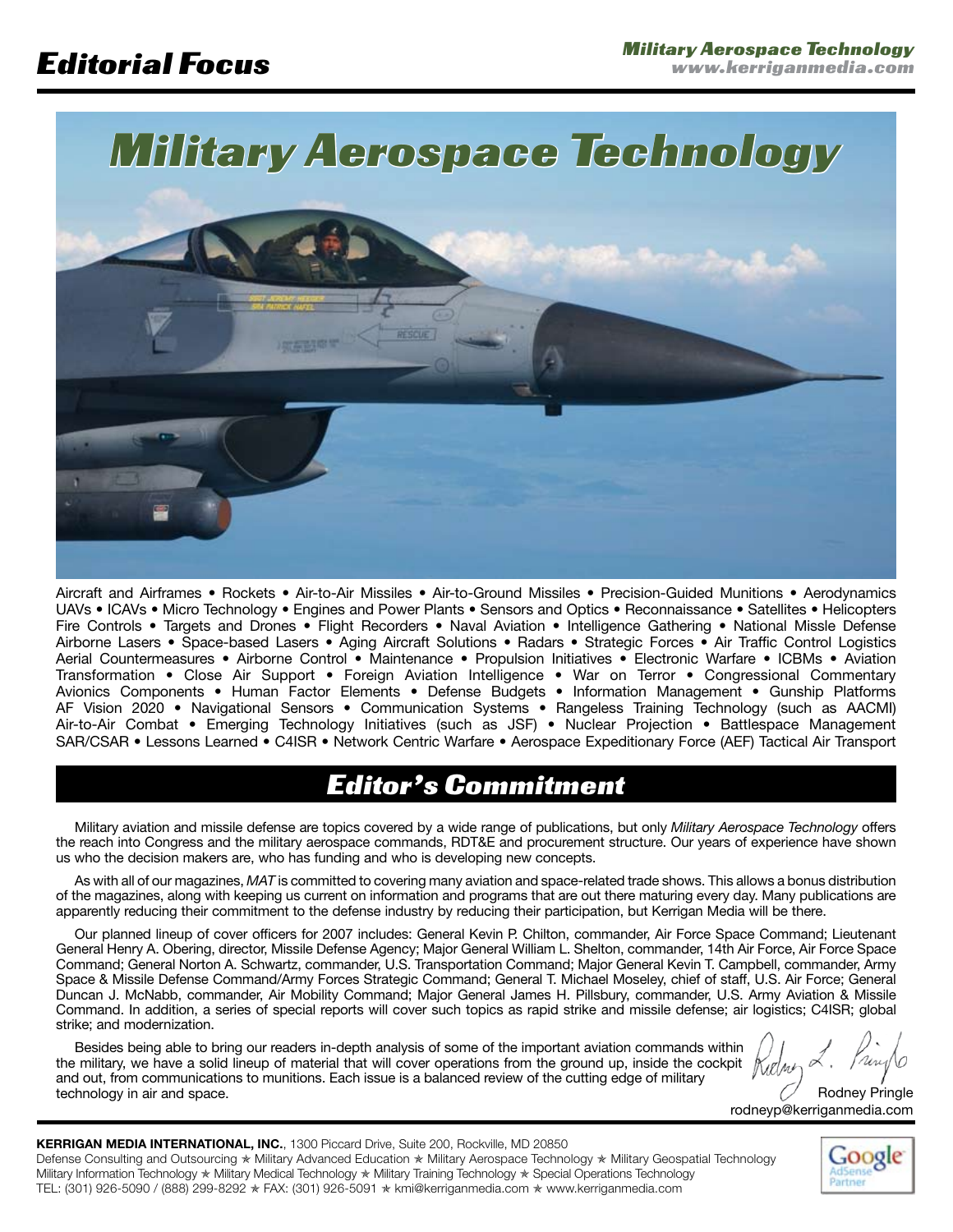# Editorial Focus

## Military Aerospace Technology

Aircraft and Airframes • Rockets • Air-to-Air Missiles • Air-to-Ground Missiles • Precision-Guided Munitions • Aerodynamics UAVs • ICAVs • Micro Technology • Engines and Power Plants • Sensors and Optics • Reconnaissance • Satellites • Helicopters Fire Controls • Targets and Drones • Flight Recorders • Naval Aviation • Intelligence Gathering • National Missle Defense Airborne Lasers • Space-based Lasers • Aging Aircraft Solutions • Radars • Strategic Forces • Air Traffic Control Logistics Aerial Countermeasures • Airborne Control • Maintenance • Propulsion Initiatives • Electronic Warfare • ICBMs • Aviation Transformation • Close Air Support • Foreign Aviation Intelligence • War on Terror • Congressional Commentary Avionics Components • Human Factor Elements • Defense Budgets • Information Management • Gunship Platforms AF Vision 2020 • Navigational Sensors • Communication Systems • Rangeless Training Technology (such as AACMI) Air-to-Air Combat • Emerging Technology Initiatives (such as JSF) • Nuclear Projection • Battlespace Management SAR/CSAR • Lessons Learned • C4ISR • Network Centric Warfare • Aerospace Expeditionary Force (AEF) Tactical Air Transport

## Editor's Commitment

Military aviation and missile defense are topics covered by a wide range of publications, but only *Military Aerospace Technology* offers the reach into Congress and the military aerospace commands, RDT&E and procurement structure. Our years of experience have shown us who the decision makers are, who has funding and who is developing new concepts.

As with all of our magazines, *MAT* is committed to covering many aviation and space-related trade shows. This allows a bonus distribution of the magazines, along with keeping us current on information and programs that are out there maturing every day. Many publications are apparently reducing their commitment to the defense industry by reducing their participation, but Kerrigan Media will be there.

Our planned lineup of cover officers for 2007 includes: General Kevin P. Chilton, commander, Air Force Space Command; Lieutenant General Henry A. Obering, director, Missile Defense Agency; Major General William L. Shelton, commander, 14th Air Force, Air Force Space Command; General Norton A. Schwartz, commander, U.S. Transportation Command; Major General Kevin T. Campbell, commander, Army Space & Missile Defense Command/Army Forces Strategic Command; General T. Michael Moseley, chief of staff, U.S. Air Force; General Duncan J. McNabb, commander, Air Mobility Command; Major General James H. Pillsbury, commander, U.S. Army Aviation & Missile Command. In addition, a series of special reports will cover such topics as rapid strike and missile defense; air logistics; C4ISR; global strike; and modernization.

Besides being able to bring our readers in-depth analysis of some of the important aviation commands within the military, we have a solid lineup of material that will cover operations from the ground up, inside the cockpit and out, from communications to munitions. Each issue is a balanced review of the cutting edge of military technology in air and space.

Rodney Pringle
rodneyp@kerriganmedia.com

**KERRIGAN MEDIA INTERNATIONAL, INC.**, 1300 Piccard Drive, Suite 200, Rockville, MD 20850
Defense Consulting and Outsourcing ★ Military Advanced Education ★ Military Aerospace Technology ★ Military Geospatial Technology
Military Information Technology ★ Military Medical Technology ★ Military Training Technology ★ Special Operations Technology
TEL: (301) 926-5090 / (888) 299-8292 ★ FAX: (301) 926-5091 ★ kmi@kerriganmedia.com ★ www.kerriganmedia.com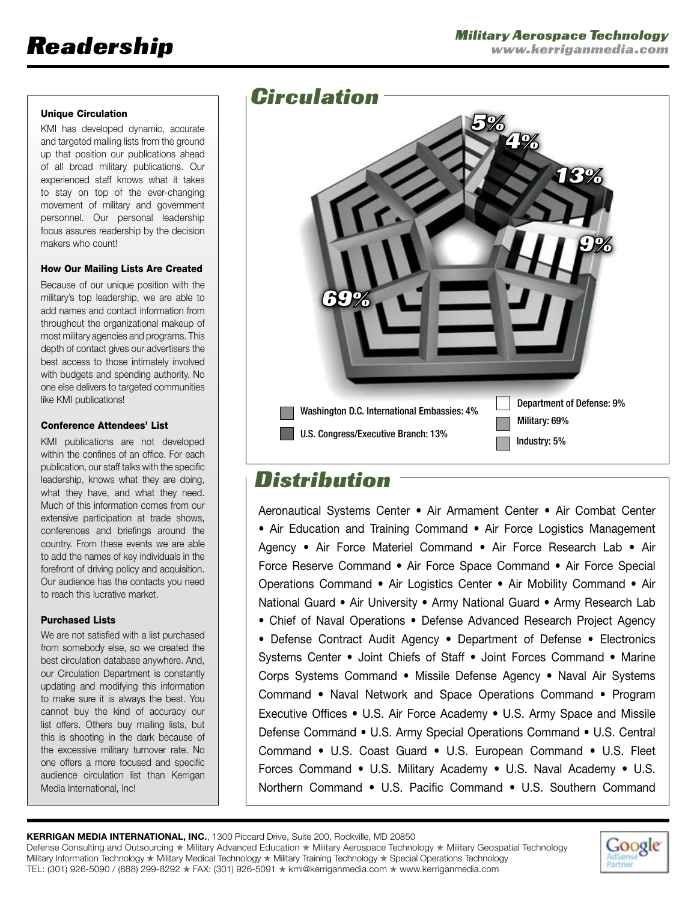# Readership

## Unique Circulation

KMI has developed dynamic, accurate and targeted mailing lists from the ground up that position our publications ahead of all broad military publications. Our experienced staff knows what it takes to stay on top of the ever-changing movement of military and government personnel. Our personal leadership focus assures readership by the decision makers who count!

## How Our Mailing Lists Are Created

Because of our unique position with the military's top leadership, we are able to add names and contact information from throughout the organizational makeup of most military agencies and programs. This depth of contact gives our advertisers the best access to those intimately involved with budgets and spending authority. No one else delivers to targeted communities like KMI publications!

## Conference Attendees' List

KMI publications are not developed within the confines of an office. For each publication, our staff talks with the specific leadership, knows what they are doing, what they have, and what they need. Much of this information comes from our extensive participation at trade shows, conferences and briefings around the country. From these events we are able to add the names of key individuals in the forefront of driving policy and acquisition. Our audience has the contacts you need to reach this lucrative market.

## Purchased Lists

We are not satisfied with a list purchased from somebody else, so we created the best circulation database anywhere. And, our Circulation Department is constantly updating and modifying this information to make sure it is always the best. You cannot buy the kind of accuracy our list offers. Others buy mailing lists, but this is shooting in the dark because of the excessive military turnover rate. No one offers a more focused and specific audience circulation list than Kerrigan Media International, Inc!

## Circulation

5%
4%
13%
9%
69%

Washington D.C. International Embassies: 4%
U.S. Congress/Executive Branch: 13%
Department of Defense: 9%
Military: 69%
Industry: 5%

## Distribution

Aeronautical Systems Center • Air Armament Center • Air Combat Center • Air Education and Training Command • Air Force Logistics Management Agency • Air Force Materiel Command • Air Force Research Lab • Air Force Reserve Command • Air Force Space Command • Air Force Special Operations Command • Air Logistics Center • Air Mobility Command • Air National Guard • Air University • Army National Guard • Army Research Lab • Chief of Naval Operations • Defense Advanced Research Project Agency • Defense Contract Audit Agency • Department of Defense • Electronics Systems Center • Joint Chiefs of Staff • Joint Forces Command • Marine Corps Systems Command • Missile Defense Agency • Naval Air Systems Command • Naval Network and Space Operations Command • Program Executive Offices • U.S. Air Force Academy • U.S. Army Space and Missile Defense Command • U.S. Army Special Operations Command • U.S. Central Command • U.S. Coast Guard • U.S. European Command • U.S. Fleet Forces Command • U.S. Military Academy • U.S. Naval Academy • U.S. Northern Command • U.S. Pacific Command • U.S. Southern Command

**KERRIGAN MEDIA INTERNATIONAL, INC.**, 1300 Piccard Drive, Suite 200, Rockville, MD 20850
Defense Consulting and Outsourcing ★ Military Advanced Education ★ Military Aerospace Technology ★ Military Geospatial Technology
Military Information Technology ★ Military Medical Technology ★ Military Training Technology ★ Special Operations Technology
TEL: (301) 926-5090 / (888) 299-8292 ★ FAX: (301) 926-5091 ★ kmi@kerriganmedia.com ★ www.kerriganmedia.com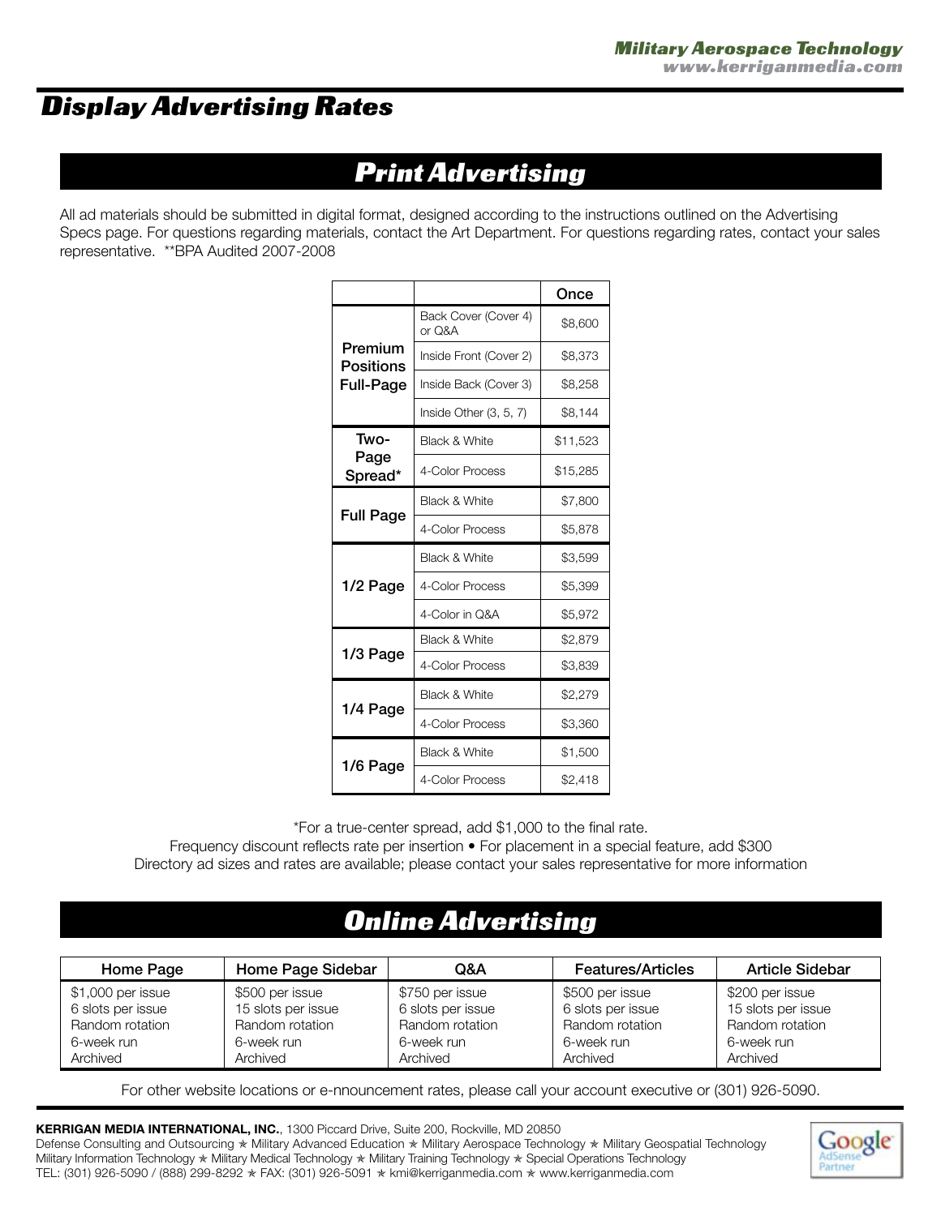# Display Advertising Rates

## Print Advertising

All ad materials should be submitted in digital format, designed according to the instructions outlined on the Advertising Specs page. For questions regarding materials, contact the Art Department. For questions regarding rates, contact your sales representative. **BPA Audited 2007-2008

| | | Once |
|---|---|---|
| Premium Positions Full-Page | Back Cover (Cover 4) or Q&A | $8,600 |
| | Inside Front (Cover 2) | $8,373 |
| | Inside Back (Cover 3) | $8,258 |
| | Inside Other (3, 5, 7) | $8,144 |
| Two-Page Spread* | Black & White | $11,523 |
| | 4-Color Process | $15,285 |
| Full Page | Black & White | $7,800 |
| | 4-Color Process | $5,878 |
| 1/2 Page | Black & White | $3,599 |
| | 4-Color Process | $5,399 |
| | 4-Color in Q&A | $5,972 |
| 1/3 Page | Black & White | $2,879 |
| | 4-Color Process | $3,839 |
| 1/4 Page | Black & White | $2,279 |
| | 4-Color Process | $3,360 |
| 1/6 Page | Black & White | $1,500 |
| | 4-Color Process | $2,418 |

*For a true-center spread, add $1,000 to the final rate.

Frequency discount reflects rate per insertion • For placement in a special feature, add $300

Directory ad sizes and rates are available; please contact your sales representative for more information

## Online Advertising

| Home Page | Home Page Sidebar | Q&A | Features/Articles | Article Sidebar |
|---|---|---|---|---|
| $1,000 per issue<br>6 slots per issue<br>Random rotation<br>6-week run<br>Archived | $500 per issue<br>15 slots per issue<br>Random rotation<br>6-week run<br>Archived | $750 per issue<br>6 slots per issue<br>Random rotation<br>6-week run<br>Archived | $500 per issue<br>6 slots per issue<br>Random rotation<br>6-week run<br>Archived | $200 per issue<br>15 slots per issue<br>Random rotation<br>6-week run<br>Archived |

For other website locations or e-nnouncement rates, please call your account executive or (301) 926-5090.

**KERRIGAN MEDIA INTERNATIONAL, INC.**, 1300 Piccard Drive, Suite 200, Rockville, MD 20850
Defense Consulting and Outsourcing ★ Military Advanced Education ★ Military Aerospace Technology ★ Military Geospatial Technology
Military Information Technology ★ Military Medical Technology ★ Military Training Technology ★ Special Operations Technology
TEL: (301) 926-5090 / (888) 299-8292 ★ FAX: (301) 926-5091 ★ kmi@kerriganmedia.com ★ www.kerriganmedia.com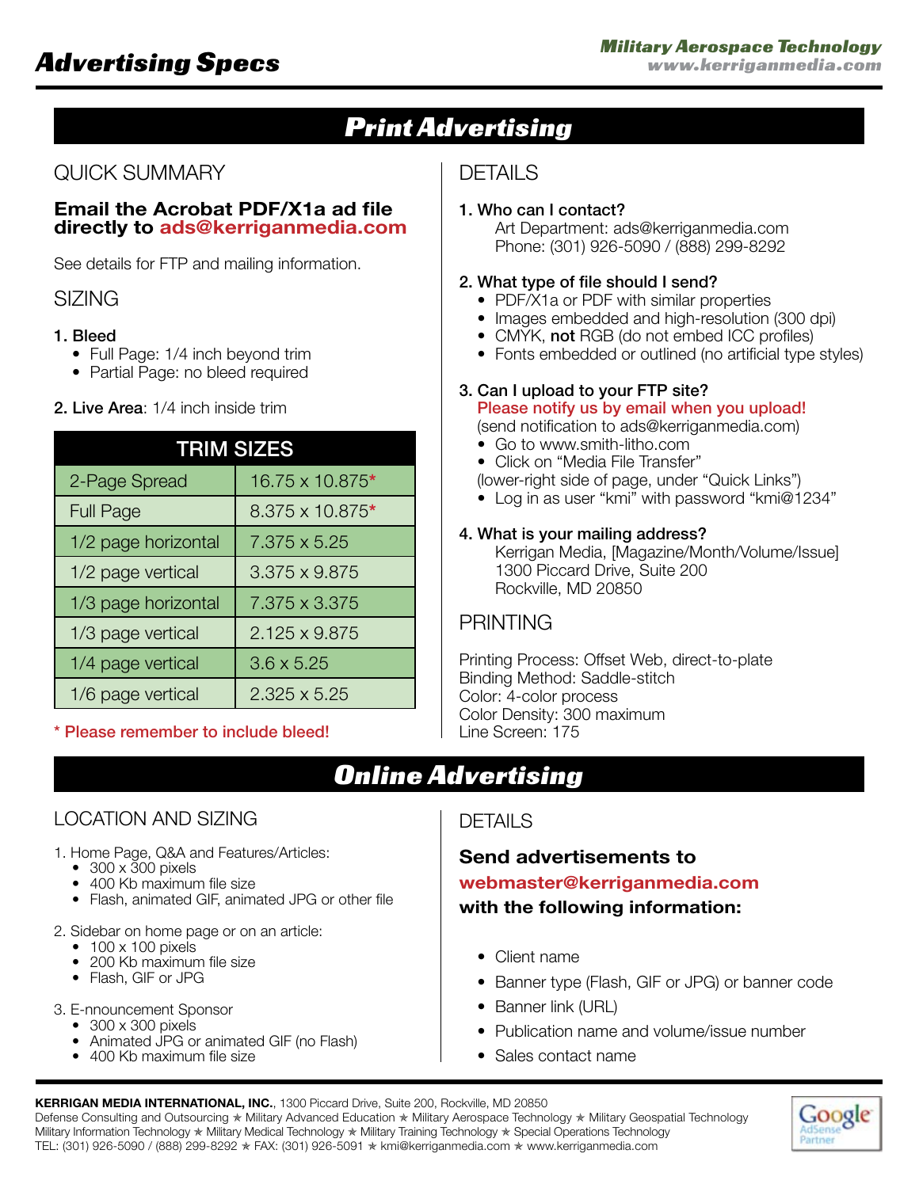# Advertising Specs

**Military Aerospace Technology**
**www.kerriganmedia.com**

## Print Advertising

### QUICK SUMMARY

**Email the Acrobat PDF/X1a ad file directly to ads@kerriganmedia.com**

See details for FTP and mailing information.

### SIZING

**1. Bleed**

- Full Page: 1/4 inch beyond trim
- Partial Page: no bleed required

**2. Live Area**: 1/4 inch inside trim

| TRIM SIZES | |
|---|---|
| 2-Page Spread | 16.75 x 10.875* |
| Full Page | 8.375 x 10.875* |
| 1/2 page horizontal | 7.375 x 5.25 |
| 1/2 page vertical | 3.375 x 9.875 |
| 1/3 page horizontal | 7.375 x 3.375 |
| 1/3 page vertical | 2.125 x 9.875 |
| 1/4 page vertical | 3.6 x 5.25 |
| 1/6 page vertical | 2.325 x 5.25 |

* Please remember to include bleed!

### DETAILS

**1. Who can I contact?**

Art Department: ads@kerriganmedia.com
Phone: (301) 926-5090 / (888) 299-8292

**2. What type of file should I send?**

- PDF/X1a or PDF with similar properties
- Images embedded and high-resolution (300 dpi)
- CMYK, **not** RGB (do not embed ICC profiles)
- Fonts embedded or outlined (no artificial type styles)

**3. Can I upload to your FTP site?**

Please notify us by email when you upload!
(send notification to ads@kerriganmedia.com)

- Go to www.smith-litho.com
- Click on "Media File Transfer"

(lower-right side of page, under "Quick Links")

- Log in as user "kmi" with password "kmi@1234"

**4. What is your mailing address?**

Kerrigan Media, [Magazine/Month/Volume/Issue]
1300 Piccard Drive, Suite 200
Rockville, MD 20850

### PRINTING

Printing Process: Offset Web, direct-to-plate
Binding Method: Saddle-stitch
Color: 4-color process
Color Density: 300 maximum
Line Screen: 175

## Online Advertising

### LOCATION AND SIZING

1. Home Page, Q&A and Features/Articles:
   - 300 x 300 pixels
   - 400 Kb maximum file size
   - Flash, animated GIF, animated JPG or other file
2. Sidebar on home page or on an article:
   - 100 x 100 pixels
   - 200 Kb maximum file size
   - Flash, GIF or JPG
3. E-nnouncement Sponsor
   - 300 x 300 pixels
   - Animated JPG or animated GIF (no Flash)
   - 400 Kb maximum file size

### DETAILS

**Send advertisements to webmaster@kerriganmedia.com with the following information:**

- Client name
- Banner type (Flash, GIF or JPG) or banner code
- Banner link (URL)
- Publication name and volume/issue number
- Sales contact name

**KERRIGAN MEDIA INTERNATIONAL, INC.**, 1300 Piccard Drive, Suite 200, Rockville, MD 20850
Defense Consulting and Outsourcing ★ Military Advanced Education ★ Military Aerospace Technology ★ Military Geospatial Technology
Military Information Technology ★ Military Medical Technology ★ Military Training Technology ★ Special Operations Technology
TEL: (301) 926-5090 / (888) 299-8292 ★ FAX: (301) 926-5091 ★ kmi@kerriganmedia.com ★ www.kerriganmedia.com

Google AdSense Partner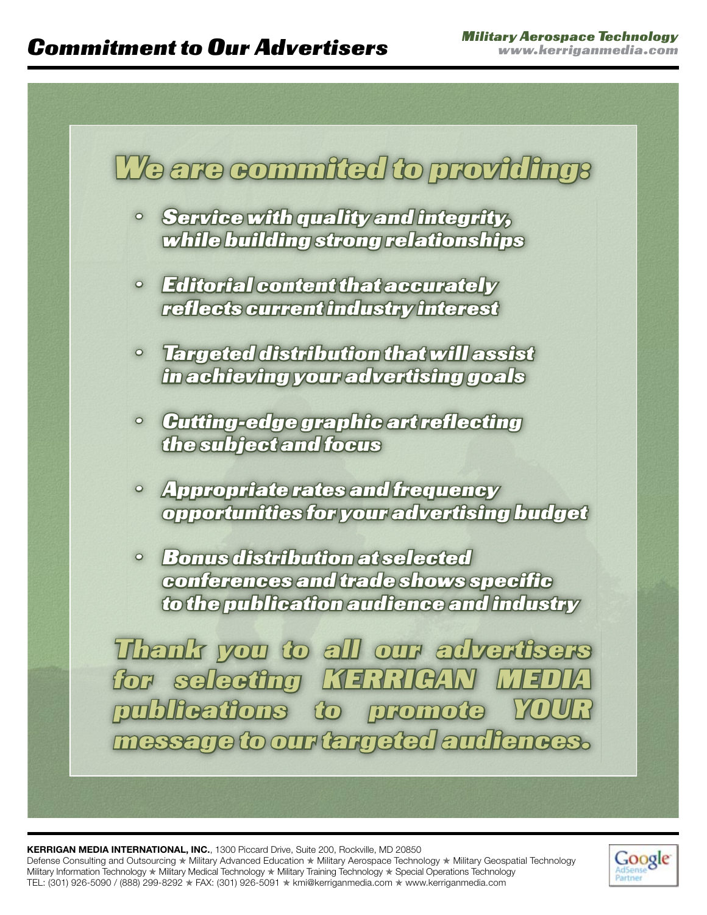# Commitment to Our Advertisers

## We are commited to providing:

- Service with quality and integrity, while building strong relationships
- Editorial content that accurately reflects current industry interest
- Targeted distribution that will assist in achieving your advertising goals
- Cutting-edge graphic art reflecting the subject and focus
- Appropriate rates and frequency opportunities for your advertising budget
- Bonus distribution at selected conferences and trade shows specific to the publication audience and industry

Thank you to all our advertisers for selecting KERRIGAN MEDIA publications to promote YOUR message to our targeted audiences.

**KERRIGAN MEDIA INTERNATIONAL, INC.**, 1300 Piccard Drive, Suite 200, Rockville, MD 20850
Defense Consulting and Outsourcing ★ Military Advanced Education ★ Military Aerospace Technology ★ Military Geospatial Technology
Military Information Technology ★ Military Medical Technology ★ Military Training Technology ★ Special Operations Technology
TEL: (301) 926-5090 / (888) 299-8292 ★ FAX: (301) 926-5091 ★ kmi@kerriganmedia.com ★ www.kerriganmedia.com

Google AdSense Partner